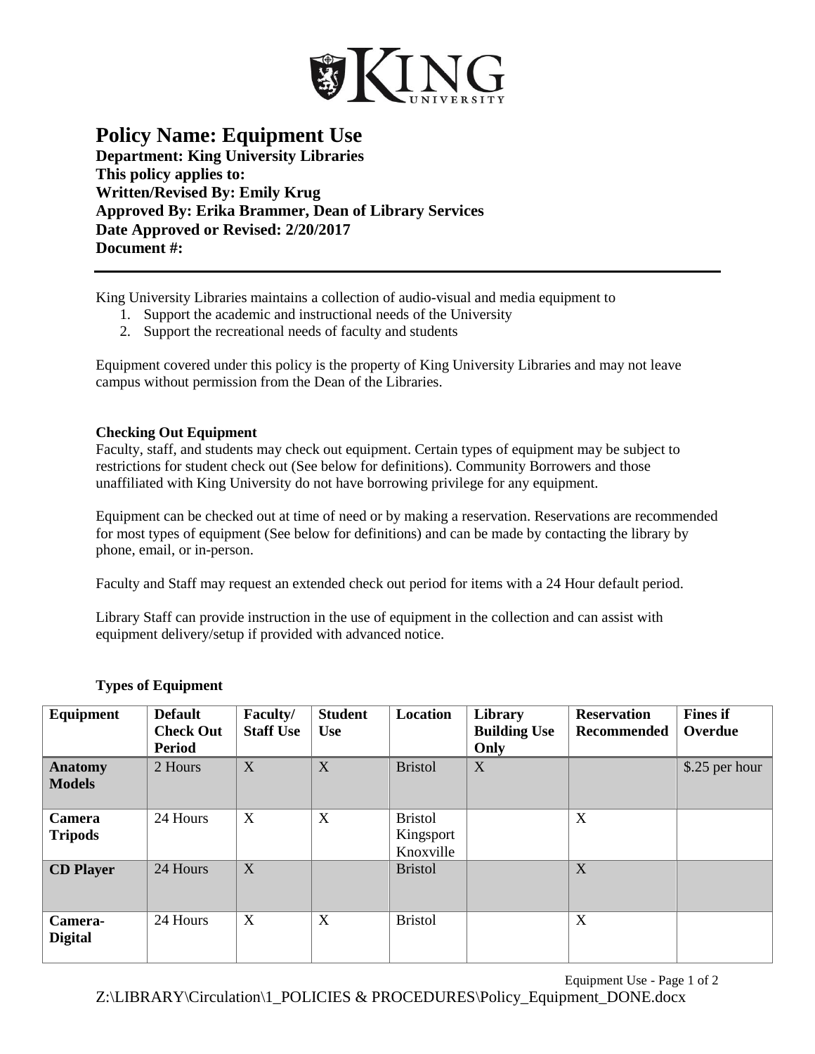# Policy Name: Equipment Use

**Department: King University Libraries**
**This policy applies to:**
**Written/Revised By: Emily Krug**
**Approved By: Erika Brammer, Dean of Library Services**
**Date Approved or Revised: 2/20/2017**
**Document #:**

---

King University Libraries maintains a collection of audio-visual and media equipment to

1. Support the academic and instructional needs of the University
2. Support the recreational needs of faculty and students

Equipment covered under this policy is the property of King University Libraries and may not leave campus without permission from the Dean of the Libraries.

**Checking Out Equipment**

Faculty, staff, and students may check out equipment. Certain types of equipment may be subject to restrictions for student check out (See below for definitions). Community Borrowers and those unaffiliated with King University do not have borrowing privilege for any equipment.

Equipment can be checked out at time of need or by making a reservation. Reservations are recommended for most types of equipment (See below for definitions) and can be made by contacting the library by phone, email, or in-person.

Faculty and Staff may request an extended check out period for items with a 24 Hour default period.

Library Staff can provide instruction in the use of equipment in the collection and can assist with equipment delivery/setup if provided with advanced notice.

**Types of Equipment**

| Equipment | Default Check Out Period | Faculty/ Staff Use | Student Use | Location | Library Building Use Only | Reservation Recommended | Fines if Overdue |
|---|---|---|---|---|---|---|---|
| **Anatomy Models** | 2 Hours | X | X | Bristol | X | | $.25 per hour |
| **Camera Tripods** | 24 Hours | X | X | Bristol Kingsport Knoxville | | X | |
| **CD Player** | 24 Hours | X | | Bristol | | X | |
| **Camera-Digital** | 24 Hours | X | X | Bristol | | X | |

Z:\LIBRARY\Circulation\1_POLICIES & PROCEDURES\Policy_Equipment_DONE.docx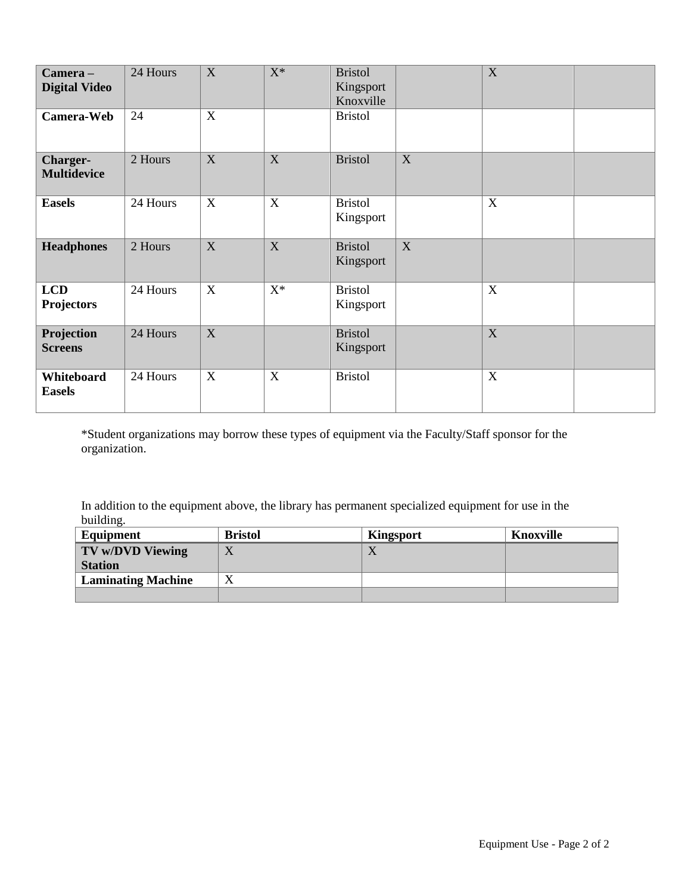| | | | | | | | |
|---|---|---|---|---|---|---|---|
| **Camera – Digital Video** | 24 Hours | X | X* | Bristol Kingsport Knoxville | | X | |
| **Camera-Web** | 24 | X | | Bristol | | | |
| **Charger-Multidevice** | 2 Hours | X | X | Bristol | X | | |
| **Easels** | 24 Hours | X | X | Bristol Kingsport | | X | |
| **Headphones** | 2 Hours | X | X | Bristol Kingsport | X | | |
| **LCD Projectors** | 24 Hours | X | X* | Bristol Kingsport | | X | |
| **Projection Screens** | 24 Hours | X | | Bristol Kingsport | | X | |
| **Whiteboard Easels** | 24 Hours | X | X | Bristol | | X | |

*Student organizations may borrow these types of equipment via the Faculty/Staff sponsor for the organization.

In addition to the equipment above, the library has permanent specialized equipment for use in the building.

| Equipment | Bristol | Kingsport | Knoxville |
|---|---|---|---|
| **TV w/DVD Viewing Station** | X | X | |
| **Laminating Machine** | X | | |
| | | | |